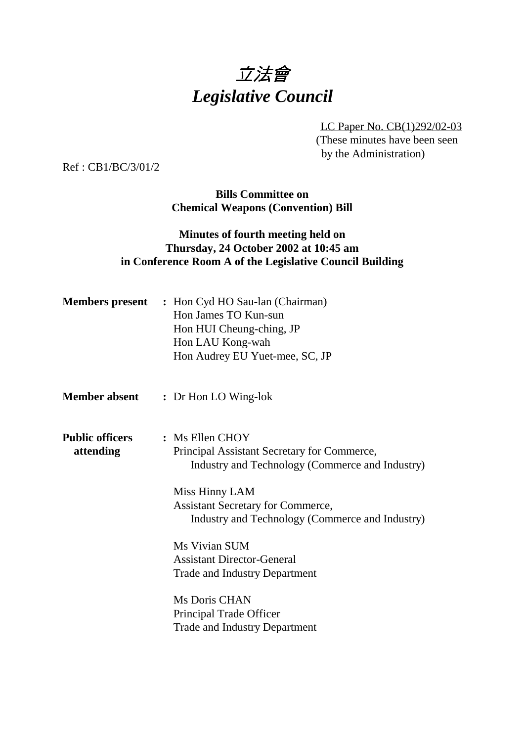# 立法會
# *Legislative Council*

LC Paper No. CB(1)292/02-03
(These minutes have been seen by the Administration)

Ref : CB1/BC/3/01/2

**Bills Committee on**
**Chemical Weapons (Convention) Bill**

**Minutes of fourth meeting held on**
**Thursday, 24 October 2002 at 10:45 am**
**in Conference Room A of the Legislative Council Building**

**Members present :** Hon Cyd HO Sau-lan (Chairman)
Hon James TO Kun-sun
Hon HUI Cheung-ching, JP
Hon LAU Kong-wah
Hon Audrey EU Yuet-mee, SC, JP

**Member absent :** Dr Hon LO Wing-lok

**Public officers attending :** Ms Ellen CHOY
Principal Assistant Secretary for Commerce, Industry and Technology (Commerce and Industry)

Miss Hinny LAM
Assistant Secretary for Commerce, Industry and Technology (Commerce and Industry)

Ms Vivian SUM
Assistant Director-General
Trade and Industry Department

Ms Doris CHAN
Principal Trade Officer
Trade and Industry Department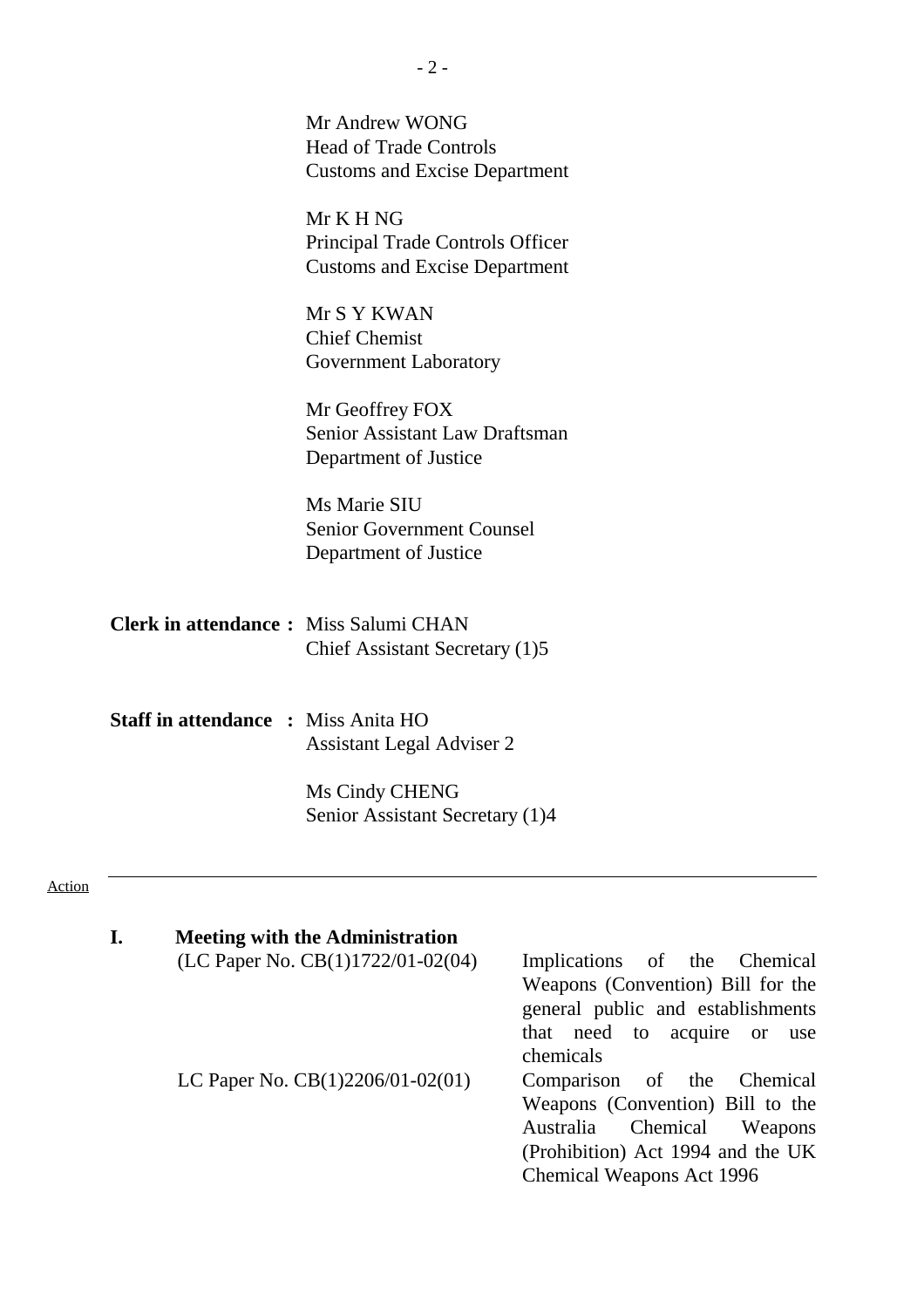Mr Andrew WONG
Head of Trade Controls
Customs and Excise Department

Mr K H NG
Principal Trade Controls Officer
Customs and Excise Department

Mr S Y KWAN
Chief Chemist
Government Laboratory

Mr Geoffrey FOX
Senior Assistant Law Draftsman
Department of Justice

Ms Marie SIU
Senior Government Counsel
Department of Justice

**Clerk in attendance :** Miss Salumi CHAN
Chief Assistant Secretary (1)5

**Staff in attendance :** Miss Anita HO
Assistant Legal Adviser 2

Ms Cindy CHENG
Senior Assistant Secretary (1)4

---

Action

## I. Meeting with the Administration

(LC Paper No. CB(1)1722/01-02(04) — Implications of the Chemical Weapons (Convention) Bill for the general public and establishments that need to acquire or use chemicals

LC Paper No. CB(1)2206/01-02(01) — Comparison of the Chemical Weapons (Convention) Bill to the Australia Chemical Weapons (Prohibition) Act 1994 and the UK Chemical Weapons Act 1996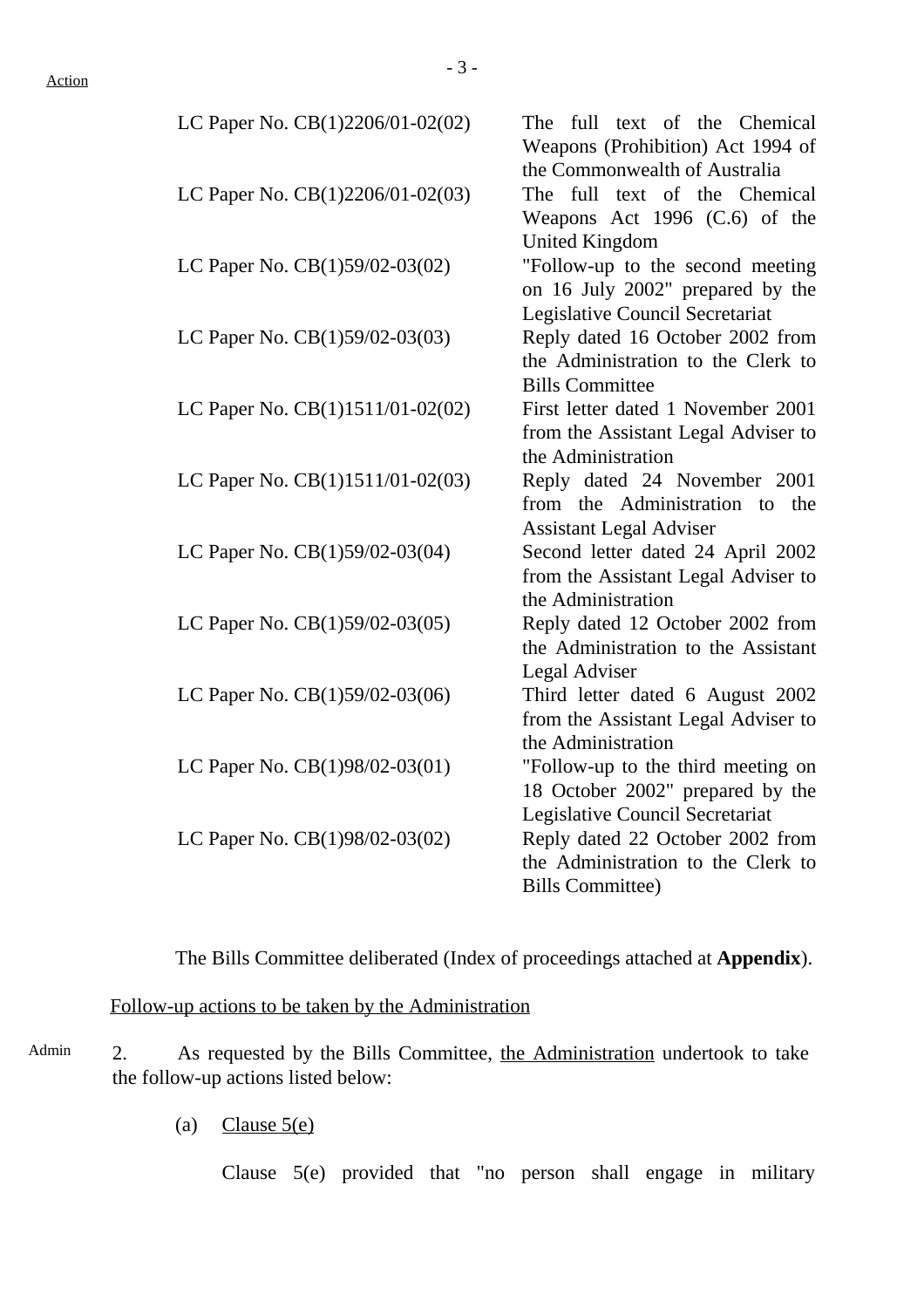Action

| | |
|---|---|
| LC Paper No. CB(1)2206/01-02(02) | The full text of the Chemical Weapons (Prohibition) Act 1994 of the Commonwealth of Australia |
| LC Paper No. CB(1)2206/01-02(03) | The full text of the Chemical Weapons Act 1996 (C.6) of the United Kingdom |
| LC Paper No. CB(1)59/02-03(02) | "Follow-up to the second meeting on 16 July 2002" prepared by the Legislative Council Secretariat |
| LC Paper No. CB(1)59/02-03(03) | Reply dated 16 October 2002 from the Administration to the Clerk to Bills Committee |
| LC Paper No. CB(1)1511/01-02(02) | First letter dated 1 November 2001 from the Assistant Legal Adviser to the Administration |
| LC Paper No. CB(1)1511/01-02(03) | Reply dated 24 November 2001 from the Administration to the Assistant Legal Adviser |
| LC Paper No. CB(1)59/02-03(04) | Second letter dated 24 April 2002 from the Assistant Legal Adviser to the Administration |
| LC Paper No. CB(1)59/02-03(05) | Reply dated 12 October 2002 from the Administration to the Assistant Legal Adviser |
| LC Paper No. CB(1)59/02-03(06) | Third letter dated 6 August 2002 from the Assistant Legal Adviser to the Administration |
| LC Paper No. CB(1)98/02-03(01) | "Follow-up to the third meeting on 18 October 2002" prepared by the Legislative Council Secretariat |
| LC Paper No. CB(1)98/02-03(02) | Reply dated 22 October 2002 from the Administration to the Clerk to Bills Committee) |

The Bills Committee deliberated (Index of proceedings attached at **Appendix**).

Follow-up actions to be taken by the Administration

Admin

2. As requested by the Bills Committee, the Administration undertook to take the follow-up actions listed below:

(a) Clause 5(e)

Clause 5(e) provided that "no person shall engage in military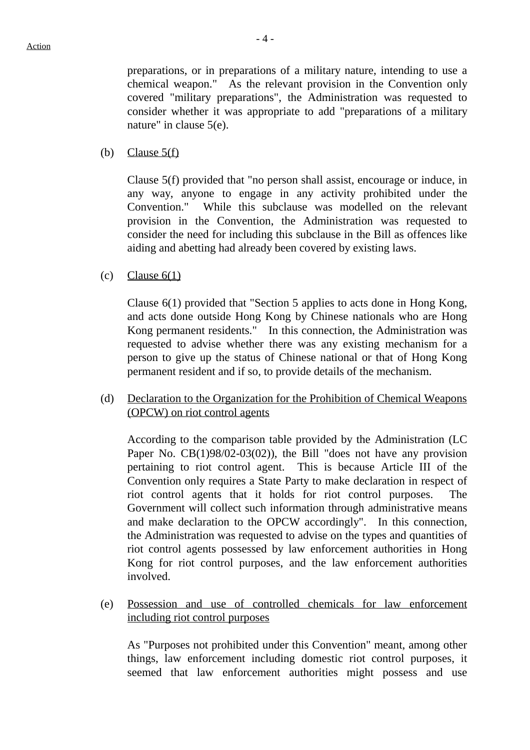Action

preparations, or in preparations of a military nature, intending to use a chemical weapon." As the relevant provision in the Convention only covered "military preparations", the Administration was requested to consider whether it was appropriate to add "preparations of a military nature" in clause 5(e).

(b) <u>Clause 5(f)</u>

Clause 5(f) provided that "no person shall assist, encourage or induce, in any way, anyone to engage in any activity prohibited under the Convention." While this subclause was modelled on the relevant provision in the Convention, the Administration was requested to consider the need for including this subclause in the Bill as offences like aiding and abetting had already been covered by existing laws.

(c) <u>Clause 6(1)</u>

Clause 6(1) provided that "Section 5 applies to acts done in Hong Kong, and acts done outside Hong Kong by Chinese nationals who are Hong Kong permanent residents." In this connection, the Administration was requested to advise whether there was any existing mechanism for a person to give up the status of Chinese national or that of Hong Kong permanent resident and if so, to provide details of the mechanism.

(d) <u>Declaration to the Organization for the Prohibition of Chemical Weapons (OPCW) on riot control agents</u>

According to the comparison table provided by the Administration (LC Paper No. CB(1)98/02-03(02)), the Bill "does not have any provision pertaining to riot control agent. This is because Article III of the Convention only requires a State Party to make declaration in respect of riot control agents that it holds for riot control purposes. The Government will collect such information through administrative means and make declaration to the OPCW accordingly". In this connection, the Administration was requested to advise on the types and quantities of riot control agents possessed by law enforcement authorities in Hong Kong for riot control purposes, and the law enforcement authorities involved.

(e) <u>Possession and use of controlled chemicals for law enforcement including riot control purposes</u>

As "Purposes not prohibited under this Convention" meant, among other things, law enforcement including domestic riot control purposes, it seemed that law enforcement authorities might possess and use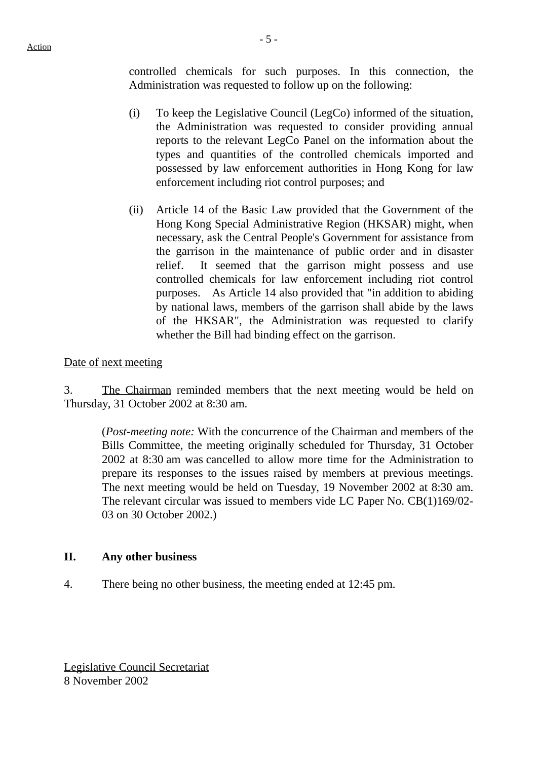Action

controlled chemicals for such purposes. In this connection, the Administration was requested to follow up on the following:

(i) To keep the Legislative Council (LegCo) informed of the situation, the Administration was requested to consider providing annual reports to the relevant LegCo Panel on the information about the types and quantities of the controlled chemicals imported and possessed by law enforcement authorities in Hong Kong for law enforcement including riot control purposes; and

(ii) Article 14 of the Basic Law provided that the Government of the Hong Kong Special Administrative Region (HKSAR) might, when necessary, ask the Central People's Government for assistance from the garrison in the maintenance of public order and in disaster relief. It seemed that the garrison might possess and use controlled chemicals for law enforcement including riot control purposes. As Article 14 also provided that "in addition to abiding by national laws, members of the garrison shall abide by the laws of the HKSAR", the Administration was requested to clarify whether the Bill had binding effect on the garrison.

Date of next meeting

3. The Chairman reminded members that the next meeting would be held on Thursday, 31 October 2002 at 8:30 am.

(*Post-meeting note:* With the concurrence of the Chairman and members of the Bills Committee, the meeting originally scheduled for Thursday, 31 October 2002 at 8:30 am was cancelled to allow more time for the Administration to prepare its responses to the issues raised by members at previous meetings. The next meeting would be held on Tuesday, 19 November 2002 at 8:30 am. The relevant circular was issued to members vide LC Paper No. CB(1)169/02-03 on 30 October 2002.)

## II. Any other business

4. There being no other business, the meeting ended at 12:45 pm.

Legislative Council Secretariat
8 November 2002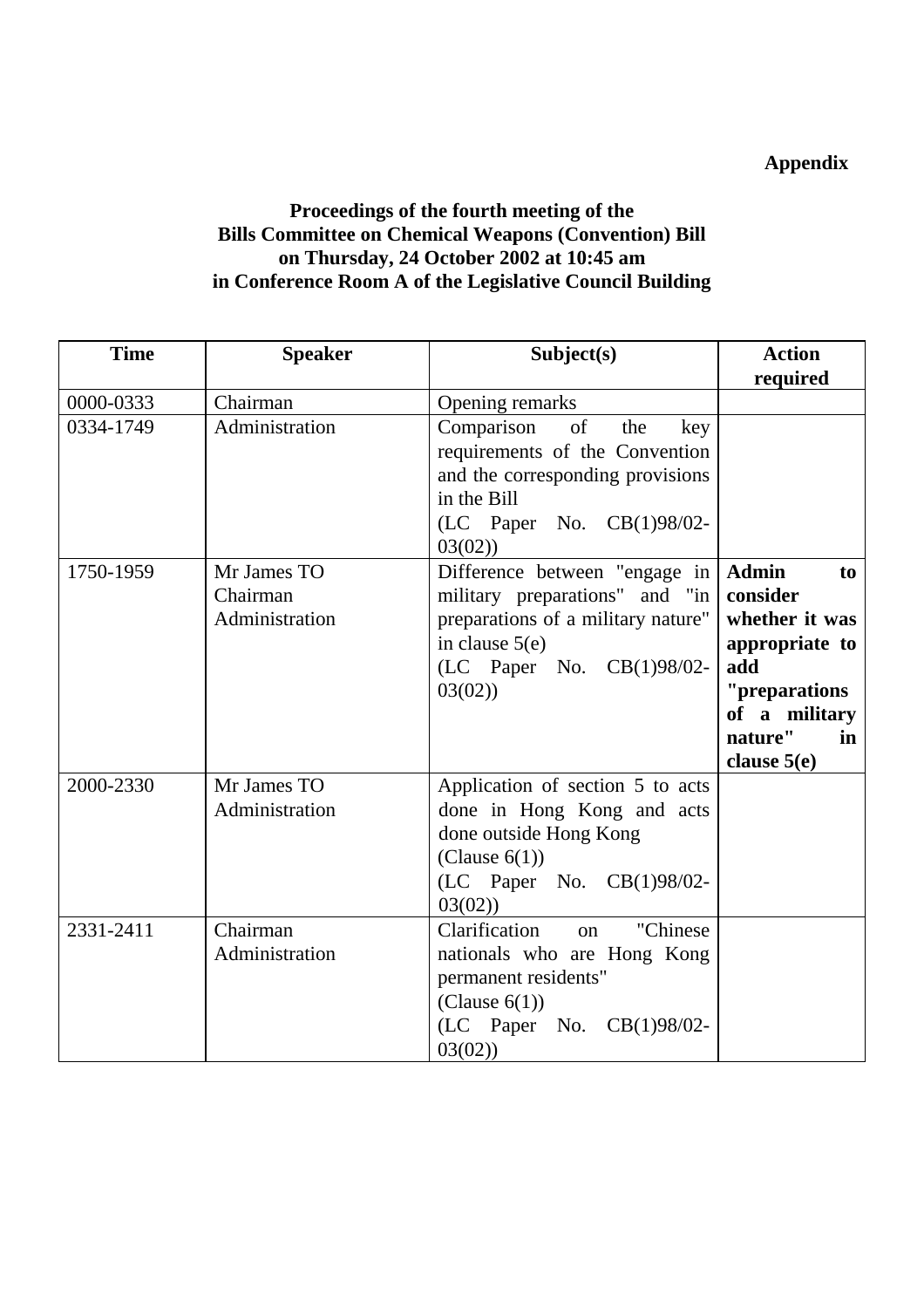**Appendix**

**Proceedings of the fourth meeting of the Bills Committee on Chemical Weapons (Convention) Bill on Thursday, 24 October 2002 at 10:45 am in Conference Room A of the Legislative Council Building**

| Time | Speaker | Subject(s) | Action required |
|---|---|---|---|
| 0000-0333 | Chairman | Opening remarks | |
| 0334-1749 | Administration | Comparison of the key requirements of the Convention and the corresponding provisions in the Bill (LC Paper No. CB(1)98/02-03(02)) | |
| 1750-1959 | Mr James TO<br>Chairman<br>Administration | Difference between "engage in military preparations" and "in preparations of a military nature" in clause 5(e) (LC Paper No. CB(1)98/02-03(02)) | **Admin to consider whether it was appropriate to add "preparations of a military nature" in clause 5(e)** |
| 2000-2330 | Mr James TO<br>Administration | Application of section 5 to acts done in Hong Kong and acts done outside Hong Kong (Clause 6(1)) (LC Paper No. CB(1)98/02-03(02)) | |
| 2331-2411 | Chairman<br>Administration | Clarification on "Chinese nationals who are Hong Kong permanent residents" (Clause 6(1)) (LC Paper No. CB(1)98/02-03(02)) | |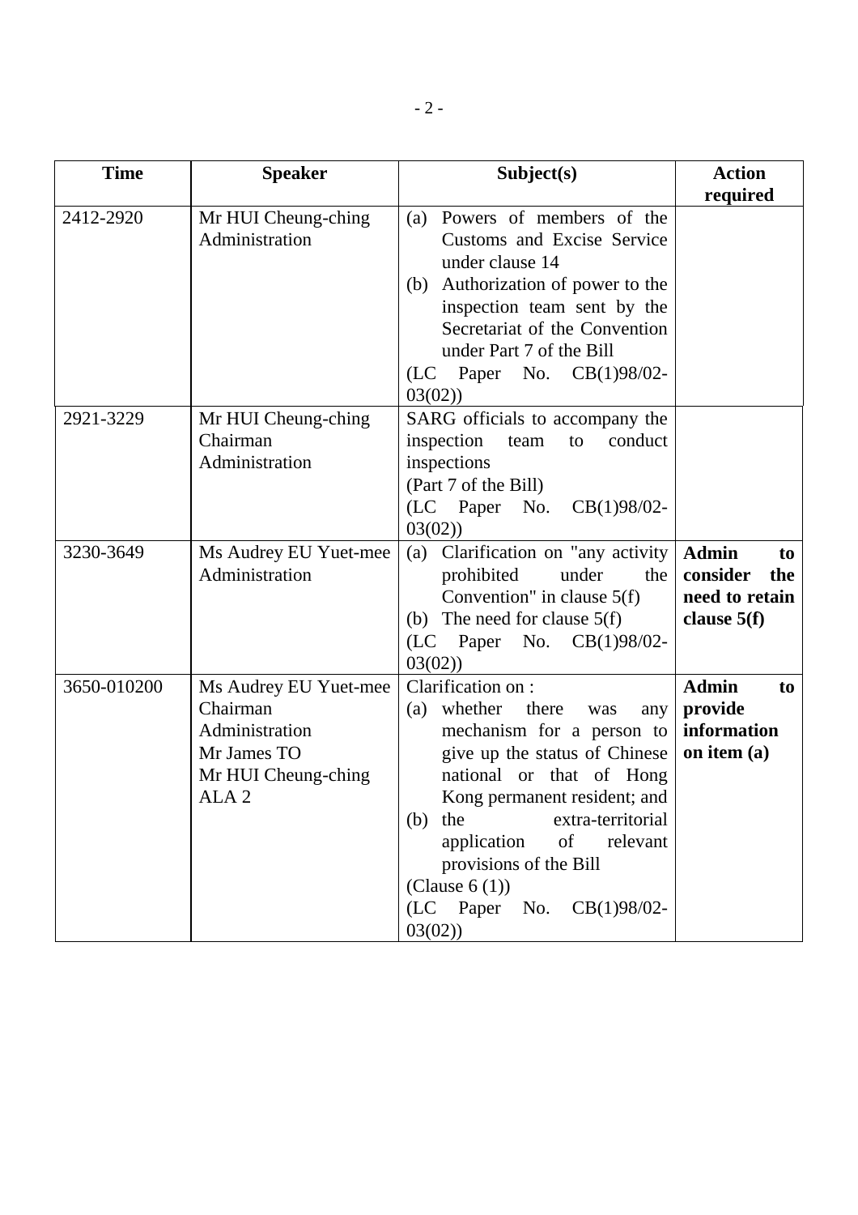| Time | Speaker | Subject(s) | Action required |
|---|---|---|---|
| 2412-2920 | Mr HUI Cheung-ching<br>Administration | (a) Powers of members of the Customs and Excise Service under clause 14<br>(b) Authorization of power to the inspection team sent by the Secretariat of the Convention under Part 7 of the Bill<br>(LC Paper No. CB(1)98/02-03(02)) | |
| 2921-3229 | Mr HUI Cheung-ching<br>Chairman<br>Administration | SARG officials to accompany the inspection team to conduct inspections<br>(Part 7 of the Bill)<br>(LC Paper No. CB(1)98/02-03(02)) | |
| 3230-3649 | Ms Audrey EU Yuet-mee<br>Administration | (a) Clarification on "any activity prohibited under the Convention" in clause 5(f)<br>(b) The need for clause 5(f)<br>(LC Paper No. CB(1)98/02-03(02)) | **Admin to consider the need to retain clause 5(f)** |
| 3650-010200 | Ms Audrey EU Yuet-mee<br>Chairman<br>Administration<br>Mr James TO<br>Mr HUI Cheung-ching<br>ALA 2 | Clarification on :<br>(a) whether there was any mechanism for a person to give up the status of Chinese national or that of Hong Kong permanent resident; and<br>(b) the extra-territorial application of relevant provisions of the Bill<br>(Clause 6 (1))<br>(LC Paper No. CB(1)98/02-03(02)) | **Admin to provide information on item (a)** |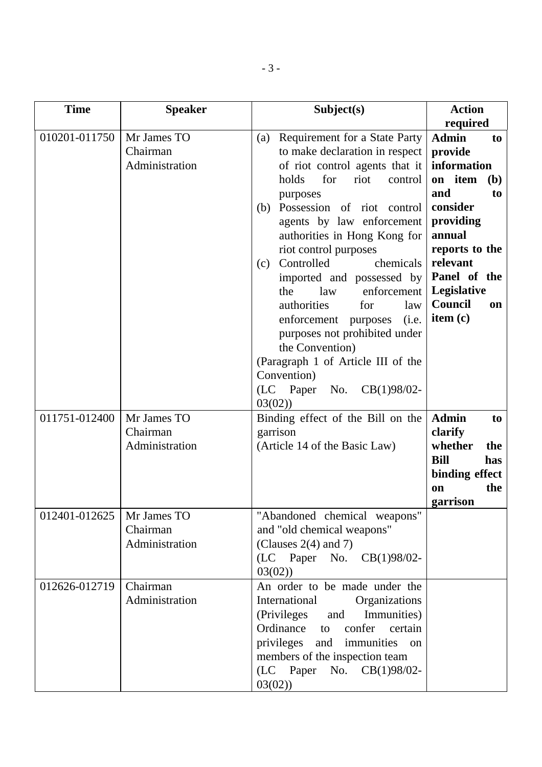| Time | Speaker | Subject(s) | Action required |
|---|---|---|---|
| 010201-011750 | Mr James TO<br>Chairman<br>Administration | (a) Requirement for a State Party to make declaration in respect of riot control agents that it holds for riot control purposes<br>(b) Possession of riot control agents by law enforcement authorities in Hong Kong for riot control purposes<br>(c) Controlled chemicals imported and possessed by the law enforcement authorities for law enforcement purposes (i.e. purposes not prohibited under the Convention)<br>(Paragraph 1 of Article III of the Convention)<br>(LC Paper No. CB(1)98/02-03(02)) | **Admin to provide information on item (b) and to consider providing annual reports to the relevant Panel of the Legislative Council on item (c)** |
| 011751-012400 | Mr James TO<br>Chairman<br>Administration | Binding effect of the Bill on the garrison<br>(Article 14 of the Basic Law) | **Admin to clarify whether the Bill has binding effect on the garrison** |
| 012401-012625 | Mr James TO<br>Chairman<br>Administration | "Abandoned chemical weapons" and "old chemical weapons"<br>(Clauses 2(4) and 7)<br>(LC Paper No. CB(1)98/02-03(02)) | |
| 012626-012719 | Chairman<br>Administration | An order to be made under the International Organizations (Privileges and Immunities) Ordinance to confer certain privileges and immunities on members of the inspection team<br>(LC Paper No. CB(1)98/02-03(02)) | |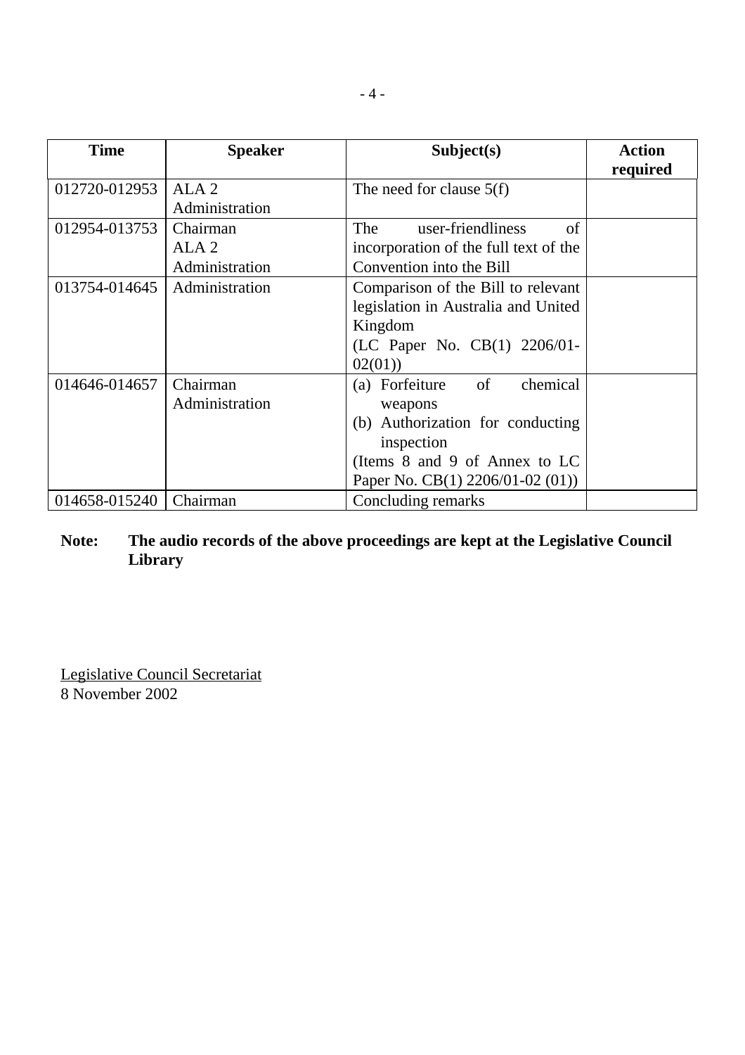| Time | Speaker | Subject(s) | Action required |
| --- | --- | --- | --- |
| 012720-012953 | ALA 2<br>Administration | The need for clause 5(f) | |
| 012954-013753 | Chairman<br>ALA 2<br>Administration | The user-friendliness of incorporation of the full text of the Convention into the Bill | |
| 013754-014645 | Administration | Comparison of the Bill to relevant legislation in Australia and United Kingdom<br>(LC Paper No. CB(1) 2206/01-02(01)) | |
| 014646-014657 | Chairman<br>Administration | (a) Forfeiture of chemical weapons<br>(b) Authorization for conducting inspection<br>(Items 8 and 9 of Annex to LC Paper No. CB(1) 2206/01-02 (01)) | |
| 014658-015240 | Chairman | Concluding remarks | |

**Note: The audio records of the above proceedings are kept at the Legislative Council Library**

Legislative Council Secretariat
8 November 2002